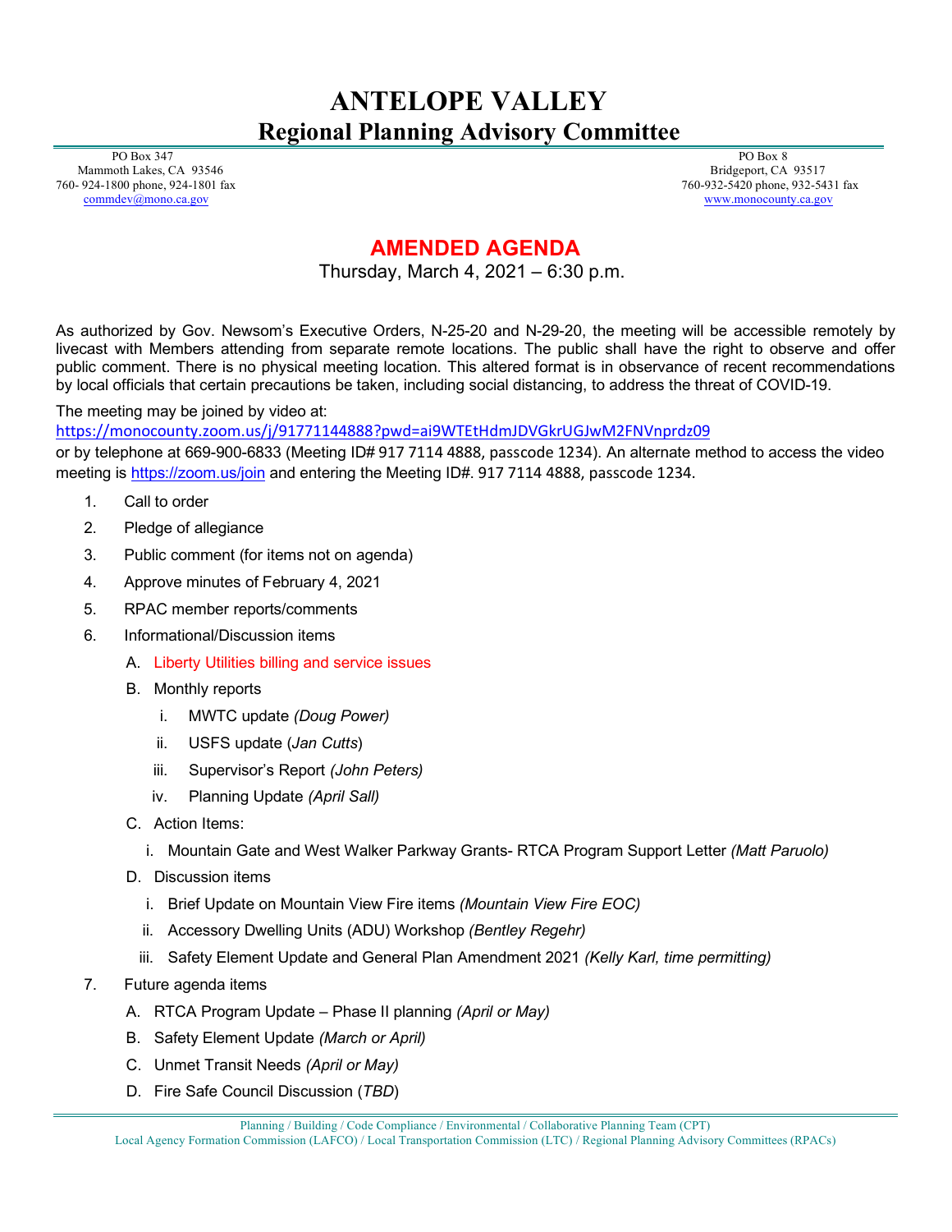# ANTELOPE VALLEY
## Regional Planning Advisory Committee

PO Box 347
Mammoth Lakes, CA 93546
760- 924-1800 phone, 924-1801 fax
commdev@mono.ca.gov

PO Box 8
Bridgeport, CA 93517
760-932-5420 phone, 932-5431 fax
www.monocounty.ca.gov

## AMENDED AGENDA

Thursday, March 4, 2021 – 6:30 p.m.

As authorized by Gov. Newsom's Executive Orders, N-25-20 and N-29-20, the meeting will be accessible remotely by livecast with Members attending from separate remote locations. The public shall have the right to observe and offer public comment. There is no physical meeting location. This altered format is in observance of recent recommendations by local officials that certain precautions be taken, including social distancing, to address the threat of COVID-19.

The meeting may be joined by video at:
https://monocounty.zoom.us/j/91771144888?pwd=ai9WTEtHdmJDVGkrUGJwM2FNVnprdz09
or by telephone at 669-900-6833 (Meeting ID# 917 7114 4888, passcode 1234). An alternate method to access the video meeting is https://zoom.us/join and entering the Meeting ID#. 917 7114 4888, passcode 1234.

1. Call to order
2. Pledge of allegiance
3. Public comment (for items not on agenda)
4. Approve minutes of February 4, 2021
5. RPAC member reports/comments
6. Informational/Discussion items
   A. Liberty Utilities billing and service issues
   B. Monthly reports
      i. MWTC update *(Doug Power)*
      ii. USFS update (*Jan Cutts*)
      iii. Supervisor's Report *(John Peters)*
      iv. Planning Update *(April Sall)*
   C. Action Items:
      i. Mountain Gate and West Walker Parkway Grants- RTCA Program Support Letter *(Matt Paruolo)*
   D. Discussion items
      i. Brief Update on Mountain View Fire items *(Mountain View Fire EOC)*
      ii. Accessory Dwelling Units (ADU) Workshop *(Bentley Regehr)*
      iii. Safety Element Update and General Plan Amendment 2021 *(Kelly Karl, time permitting)*
7. Future agenda items
   A. RTCA Program Update – Phase II planning *(April or May)*
   B. Safety Element Update *(March or April)*
   C. Unmet Transit Needs *(April or May)*
   D. Fire Safe Council Discussion (*TBD*)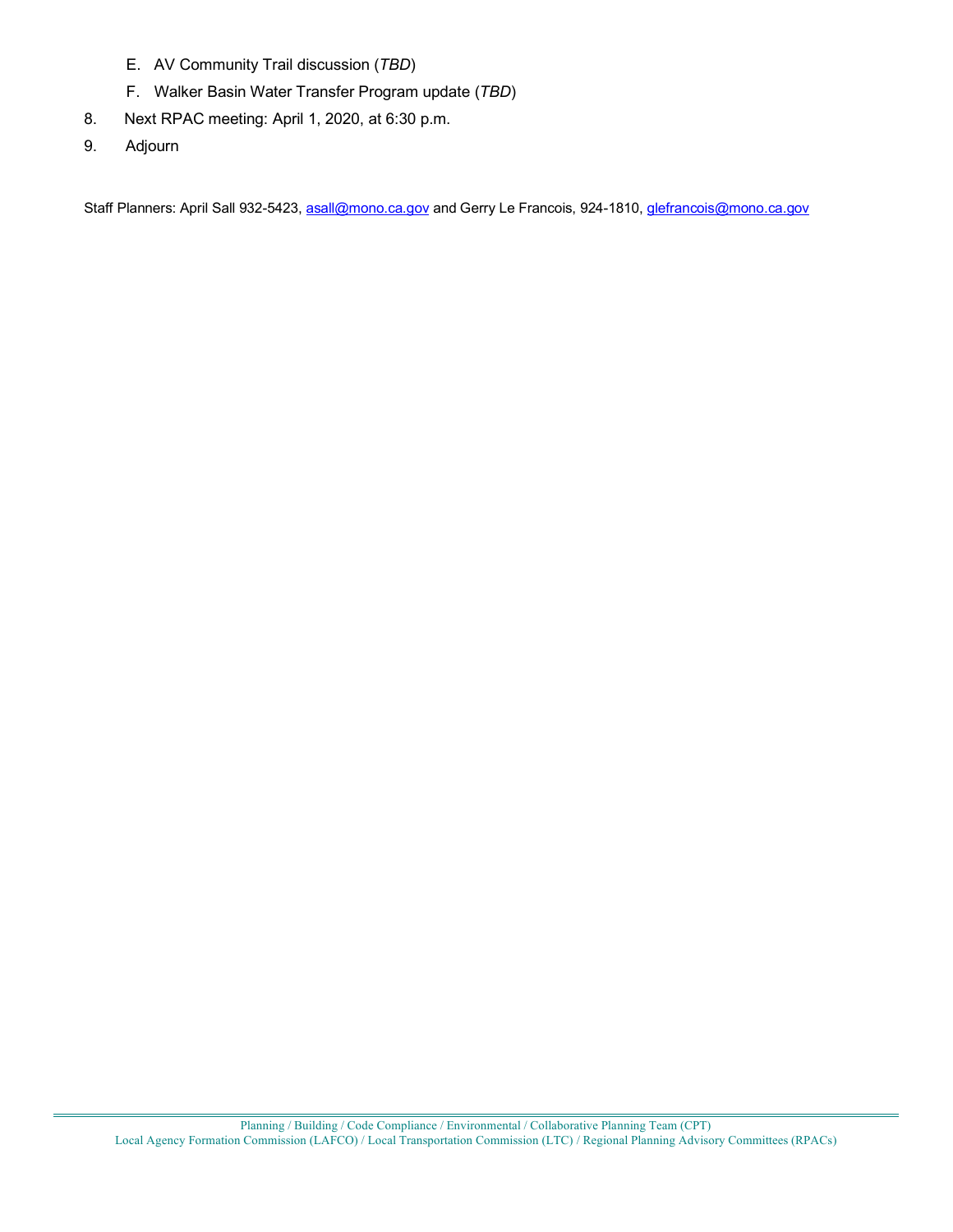E. AV Community Trail discussion (*TBD*)

F. Walker Basin Water Transfer Program update (*TBD*)

8. Next RPAC meeting: April 1, 2020, at 6:30 p.m.

9. Adjourn

Staff Planners: April Sall 932-5423, asall@mono.ca.gov and Gerry Le Francois, 924-1810, glefrancois@mono.ca.gov